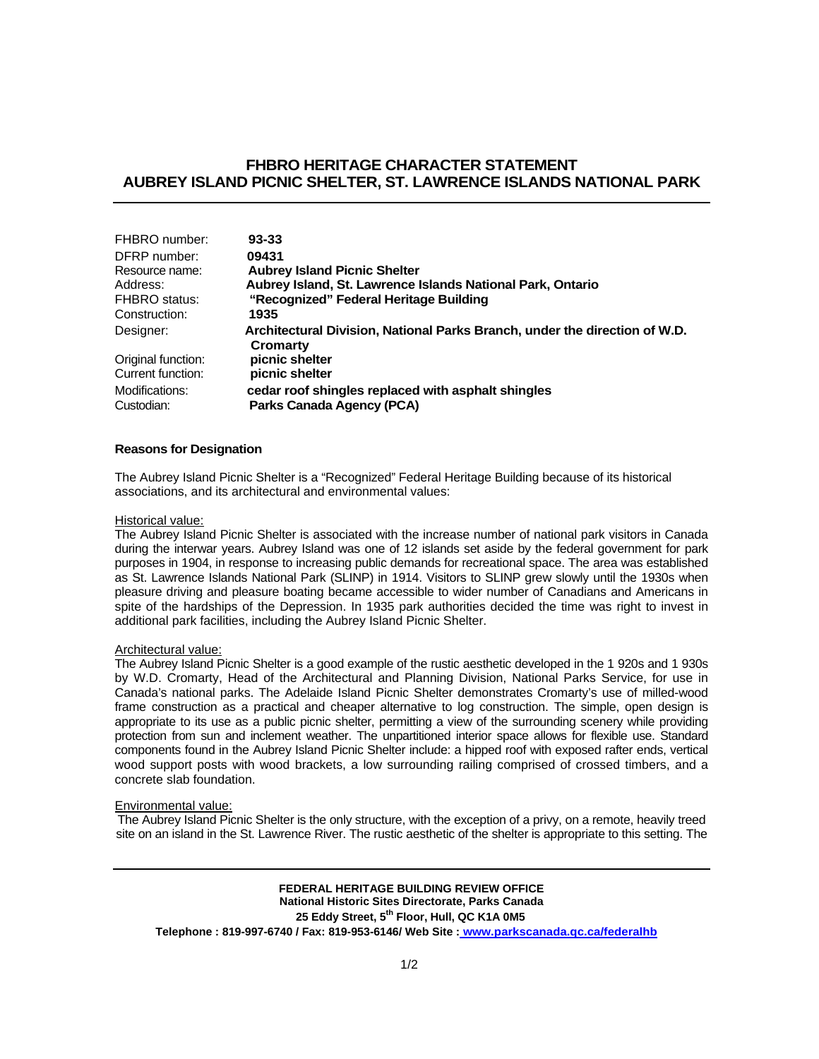# FHBRO HERITAGE CHARACTER STATEMENT
# AUBREY ISLAND PICNIC SHELTER, ST. LAWRENCE ISLANDS NATIONAL PARK

| | |
|---|---|
| FHBRO number: | **93-33** |
| DFRP number: | **09431** |
| Resource name: | **Aubrey Island Picnic Shelter** |
| Address: | **Aubrey Island, St. Lawrence Islands National Park, Ontario** |
| FHBRO status: | **"Recognized" Federal Heritage Building** |
| Construction: | **1935** |
| Designer: | **Architectural Division, National Parks Branch, under the direction of W.D. Cromarty** |
| Original function: | **picnic shelter** |
| Current function: | **picnic shelter** |
| Modifications: | **cedar roof shingles replaced with asphalt shingles** |
| Custodian: | **Parks Canada Agency (PCA)** |

### Reasons for Designation

The Aubrey Island Picnic Shelter is a "Recognized" Federal Heritage Building because of its historical associations, and its architectural and environmental values:

Historical value:
The Aubrey Island Picnic Shelter is associated with the increase number of national park visitors in Canada during the interwar years. Aubrey Island was one of 12 islands set aside by the federal government for park purposes in 1904, in response to increasing public demands for recreational space. The area was established as St. Lawrence Islands National Park (SLINP) in 1914. Visitors to SLINP grew slowly until the 1930s when pleasure driving and pleasure boating became accessible to wider number of Canadians and Americans in spite of the hardships of the Depression. In 1935 park authorities decided the time was right to invest in additional park facilities, including the Aubrey Island Picnic Shelter.

Architectural value:
The Aubrey Island Picnic Shelter is a good example of the rustic aesthetic developed in the 1 920s and 1 930s by W.D. Cromarty, Head of the Architectural and Planning Division, National Parks Service, for use in Canada's national parks. The Adelaide Island Picnic Shelter demonstrates Cromarty's use of milled-wood frame construction as a practical and cheaper alternative to log construction. The simple, open design is appropriate to its use as a public picnic shelter, permitting a view of the surrounding scenery while providing protection from sun and inclement weather. The unpartitioned interior space allows for flexible use. Standard components found in the Aubrey Island Picnic Shelter include: a hipped roof with exposed rafter ends, vertical wood support posts with wood brackets, a low surrounding railing comprised of crossed timbers, and a concrete slab foundation.

Environmental value:
The Aubrey Island Picnic Shelter is the only structure, with the exception of a privy, on a remote, heavily treed site on an island in the St. Lawrence River. The rustic aesthetic of the shelter is appropriate to this setting. The

**FEDERAL HERITAGE BUILDING REVIEW OFFICE**
**National Historic Sites Directorate, Parks Canada**
**25 Eddy Street, 5th Floor, Hull, QC K1A 0M5**
**Telephone : 819-997-6740 / Fax: 819-953-6146/ Web Site : www.parkscanada.gc.ca/federalhb**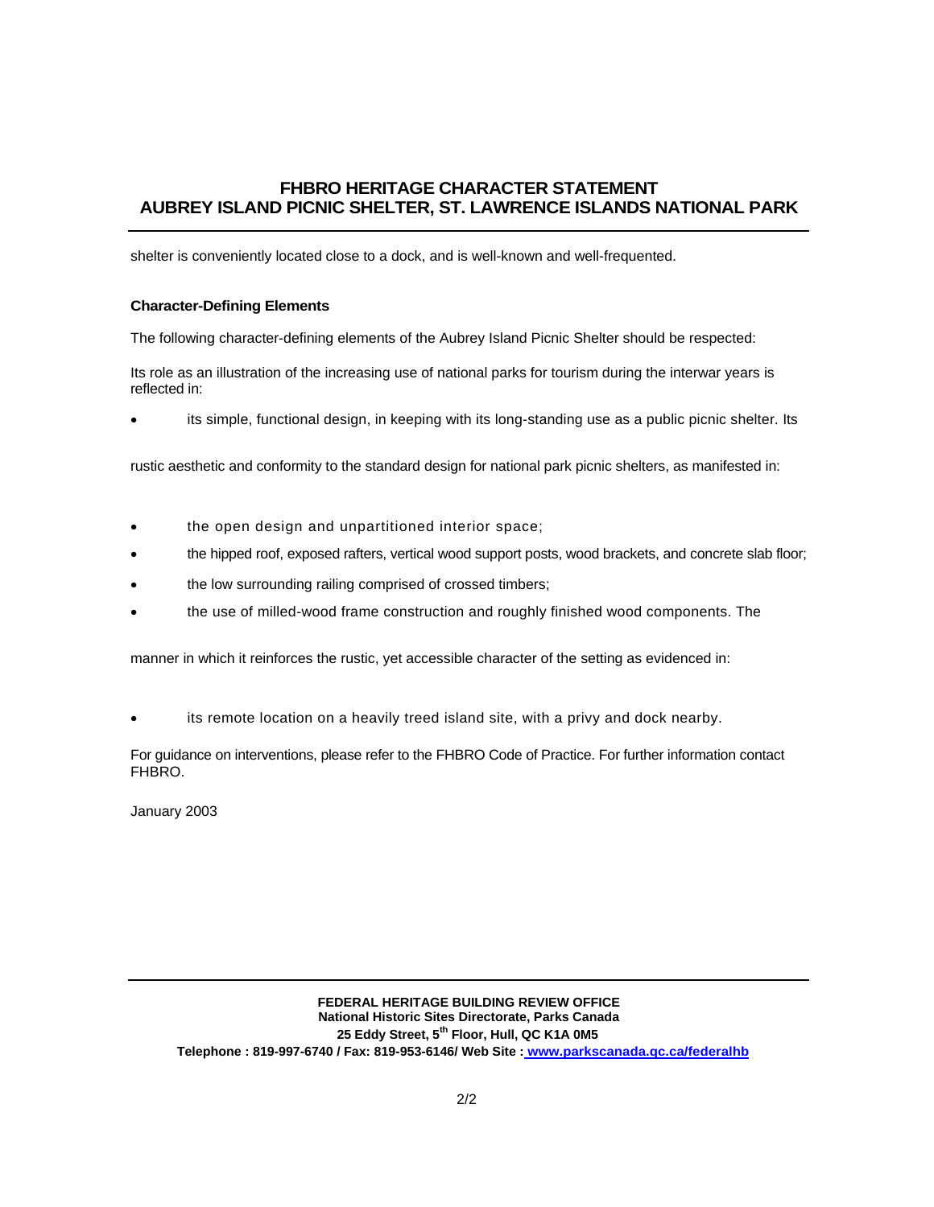shelter is conveniently located close to a dock, and is well-known and well-frequented.

**Character-Defining Elements**

The following character-defining elements of the Aubrey Island Picnic Shelter should be respected:

Its role as an illustration of the increasing use of national parks for tourism during the interwar years is reflected in:

- its simple, functional design, in keeping with its long-standing use as a public picnic shelter. Its

rustic aesthetic and conformity to the standard design for national park picnic shelters, as manifested in:

- the open design and unpartitioned interior space;
- the hipped roof, exposed rafters, vertical wood support posts, wood brackets, and concrete slab floor;
- the low surrounding railing comprised of crossed timbers;
- the use of milled-wood frame construction and roughly finished wood components. The

manner in which it reinforces the rustic, yet accessible character of the setting as evidenced in:

- its remote location on a heavily treed island site, with a privy and dock nearby.

For guidance on interventions, please refer to the FHBRO Code of Practice. For further information contact FHBRO.

January 2003

**FEDERAL HERITAGE BUILDING REVIEW OFFICE**
**National Historic Sites Directorate, Parks Canada**
**25 Eddy Street, 5th Floor, Hull, QC K1A 0M5**
**Telephone : 819-997-6740 / Fax: 819-953-6146/ Web Site : www.parkscanada.gc.ca/federalhb**